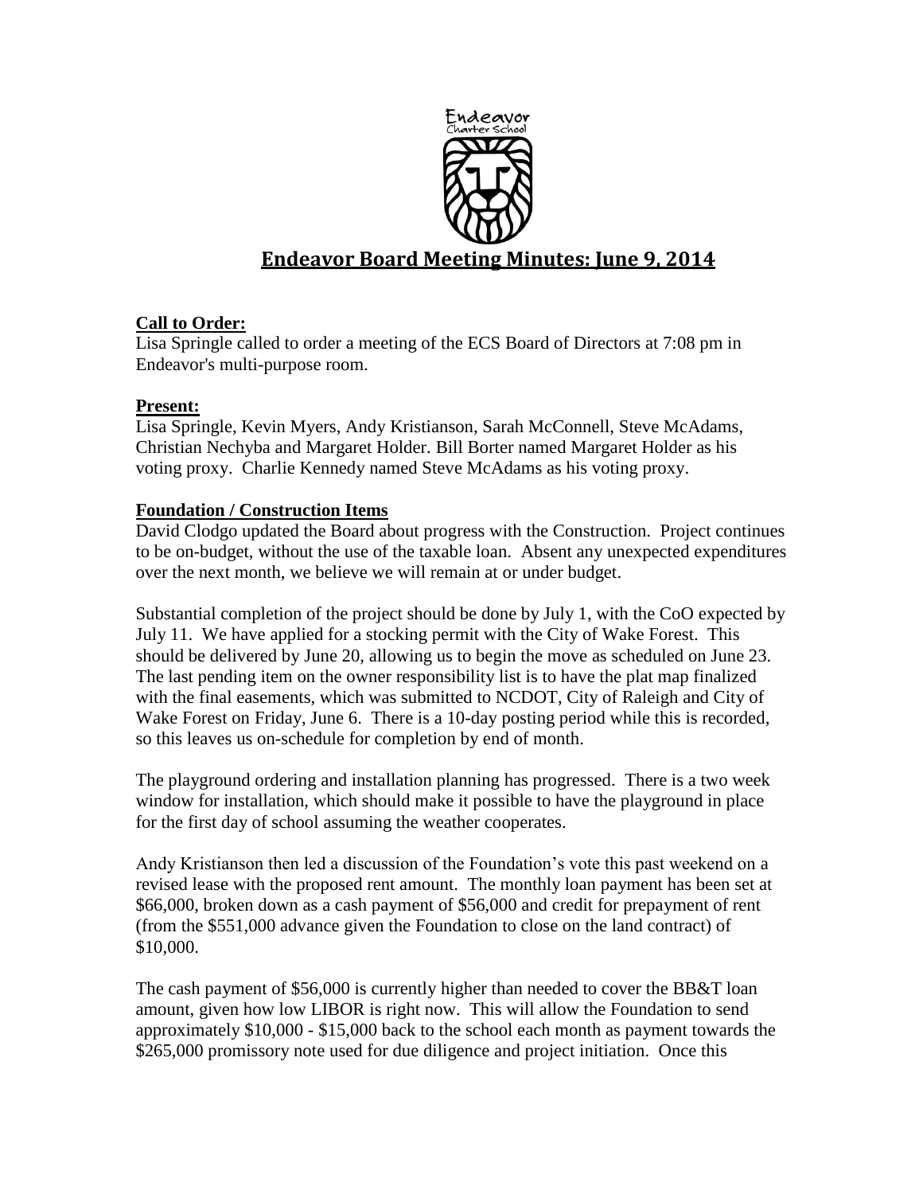# Endeavor Board Meeting Minutes: June 9, 2014

**Call to Order:**

Lisa Springle called to order a meeting of the ECS Board of Directors at 7:08 pm in Endeavor's multi-purpose room.

**Present:**

Lisa Springle, Kevin Myers, Andy Kristianson, Sarah McConnell, Steve McAdams, Christian Nechyba and Margaret Holder. Bill Borter named Margaret Holder as his voting proxy. Charlie Kennedy named Steve McAdams as his voting proxy.

**Foundation / Construction Items**

David Clodgo updated the Board about progress with the Construction. Project continues to be on-budget, without the use of the taxable loan. Absent any unexpected expenditures over the next month, we believe we will remain at or under budget.

Substantial completion of the project should be done by July 1, with the CoO expected by July 11. We have applied for a stocking permit with the City of Wake Forest. This should be delivered by June 20, allowing us to begin the move as scheduled on June 23. The last pending item on the owner responsibility list is to have the plat map finalized with the final easements, which was submitted to NCDOT, City of Raleigh and City of Wake Forest on Friday, June 6. There is a 10-day posting period while this is recorded, so this leaves us on-schedule for completion by end of month.

The playground ordering and installation planning has progressed. There is a two week window for installation, which should make it possible to have the playground in place for the first day of school assuming the weather cooperates.

Andy Kristianson then led a discussion of the Foundation's vote this past weekend on a revised lease with the proposed rent amount. The monthly loan payment has been set at \$66,000, broken down as a cash payment of \$56,000 and credit for prepayment of rent (from the \$551,000 advance given the Foundation to close on the land contract) of \$10,000.

The cash payment of \$56,000 is currently higher than needed to cover the BB&T loan amount, given how low LIBOR is right now. This will allow the Foundation to send approximately \$10,000 - \$15,000 back to the school each month as payment towards the \$265,000 promissory note used for due diligence and project initiation. Once this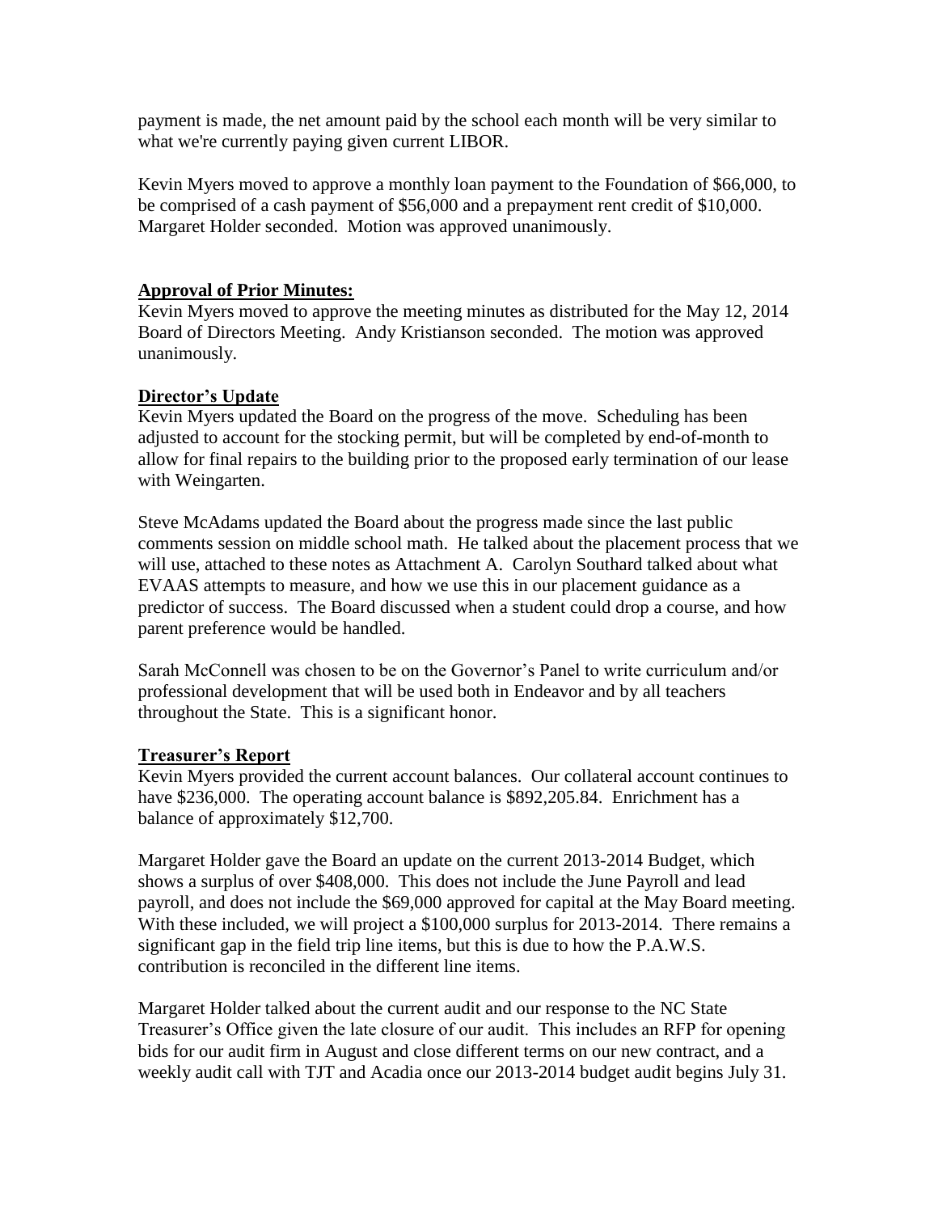payment is made, the net amount paid by the school each month will be very similar to what we're currently paying given current LIBOR.

Kevin Myers moved to approve a monthly loan payment to the Foundation of $66,000, to be comprised of a cash payment of $56,000 and a prepayment rent credit of $10,000. Margaret Holder seconded. Motion was approved unanimously.

**Approval of Prior Minutes:**

Kevin Myers moved to approve the meeting minutes as distributed for the May 12, 2014 Board of Directors Meeting. Andy Kristianson seconded. The motion was approved unanimously.

**Director's Update**

Kevin Myers updated the Board on the progress of the move. Scheduling has been adjusted to account for the stocking permit, but will be completed by end-of-month to allow for final repairs to the building prior to the proposed early termination of our lease with Weingarten.

Steve McAdams updated the Board about the progress made since the last public comments session on middle school math. He talked about the placement process that we will use, attached to these notes as Attachment A. Carolyn Southard talked about what EVAAS attempts to measure, and how we use this in our placement guidance as a predictor of success. The Board discussed when a student could drop a course, and how parent preference would be handled.

Sarah McConnell was chosen to be on the Governor's Panel to write curriculum and/or professional development that will be used both in Endeavor and by all teachers throughout the State. This is a significant honor.

**Treasurer's Report**

Kevin Myers provided the current account balances. Our collateral account continues to have $236,000. The operating account balance is $892,205.84. Enrichment has a balance of approximately $12,700.

Margaret Holder gave the Board an update on the current 2013-2014 Budget, which shows a surplus of over $408,000. This does not include the June Payroll and lead payroll, and does not include the $69,000 approved for capital at the May Board meeting. With these included, we will project a $100,000 surplus for 2013-2014. There remains a significant gap in the field trip line items, but this is due to how the P.A.W.S. contribution is reconciled in the different line items.

Margaret Holder talked about the current audit and our response to the NC State Treasurer's Office given the late closure of our audit. This includes an RFP for opening bids for our audit firm in August and close different terms on our new contract, and a weekly audit call with TJT and Acadia once our 2013-2014 budget audit begins July 31.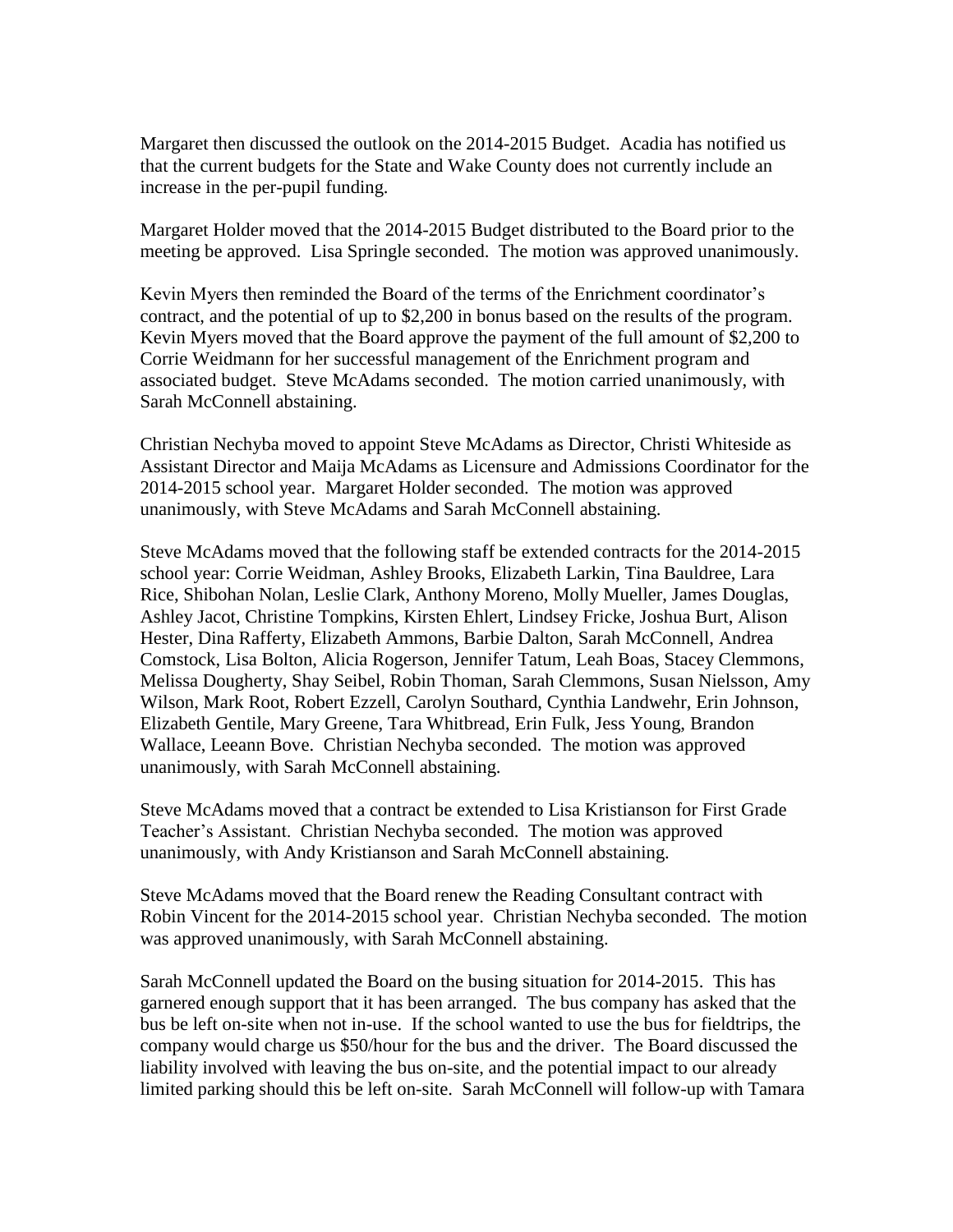Margaret then discussed the outlook on the 2014-2015 Budget. Acadia has notified us that the current budgets for the State and Wake County does not currently include an increase in the per-pupil funding.

Margaret Holder moved that the 2014-2015 Budget distributed to the Board prior to the meeting be approved. Lisa Springle seconded. The motion was approved unanimously.

Kevin Myers then reminded the Board of the terms of the Enrichment coordinator's contract, and the potential of up to $2,200 in bonus based on the results of the program. Kevin Myers moved that the Board approve the payment of the full amount of $2,200 to Corrie Weidmann for her successful management of the Enrichment program and associated budget. Steve McAdams seconded. The motion carried unanimously, with Sarah McConnell abstaining.

Christian Nechyba moved to appoint Steve McAdams as Director, Christi Whiteside as Assistant Director and Maija McAdams as Licensure and Admissions Coordinator for the 2014-2015 school year. Margaret Holder seconded. The motion was approved unanimously, with Steve McAdams and Sarah McConnell abstaining.

Steve McAdams moved that the following staff be extended contracts for the 2014-2015 school year: Corrie Weidman, Ashley Brooks, Elizabeth Larkin, Tina Bauldree, Lara Rice, Shibohan Nolan, Leslie Clark, Anthony Moreno, Molly Mueller, James Douglas, Ashley Jacot, Christine Tompkins, Kirsten Ehlert, Lindsey Fricke, Joshua Burt, Alison Hester, Dina Rafferty, Elizabeth Ammons, Barbie Dalton, Sarah McConnell, Andrea Comstock, Lisa Bolton, Alicia Rogerson, Jennifer Tatum, Leah Boas, Stacey Clemmons, Melissa Dougherty, Shay Seibel, Robin Thoman, Sarah Clemmons, Susan Nielsson, Amy Wilson, Mark Root, Robert Ezzell, Carolyn Southard, Cynthia Landwehr, Erin Johnson, Elizabeth Gentile, Mary Greene, Tara Whitbread, Erin Fulk, Jess Young, Brandon Wallace, Leeann Bove. Christian Nechyba seconded. The motion was approved unanimously, with Sarah McConnell abstaining.

Steve McAdams moved that a contract be extended to Lisa Kristianson for First Grade Teacher's Assistant. Christian Nechyba seconded. The motion was approved unanimously, with Andy Kristianson and Sarah McConnell abstaining.

Steve McAdams moved that the Board renew the Reading Consultant contract with Robin Vincent for the 2014-2015 school year. Christian Nechyba seconded. The motion was approved unanimously, with Sarah McConnell abstaining.

Sarah McConnell updated the Board on the busing situation for 2014-2015. This has garnered enough support that it has been arranged. The bus company has asked that the bus be left on-site when not in-use. If the school wanted to use the bus for fieldtrips, the company would charge us $50/hour for the bus and the driver. The Board discussed the liability involved with leaving the bus on-site, and the potential impact to our already limited parking should this be left on-site. Sarah McConnell will follow-up with Tamara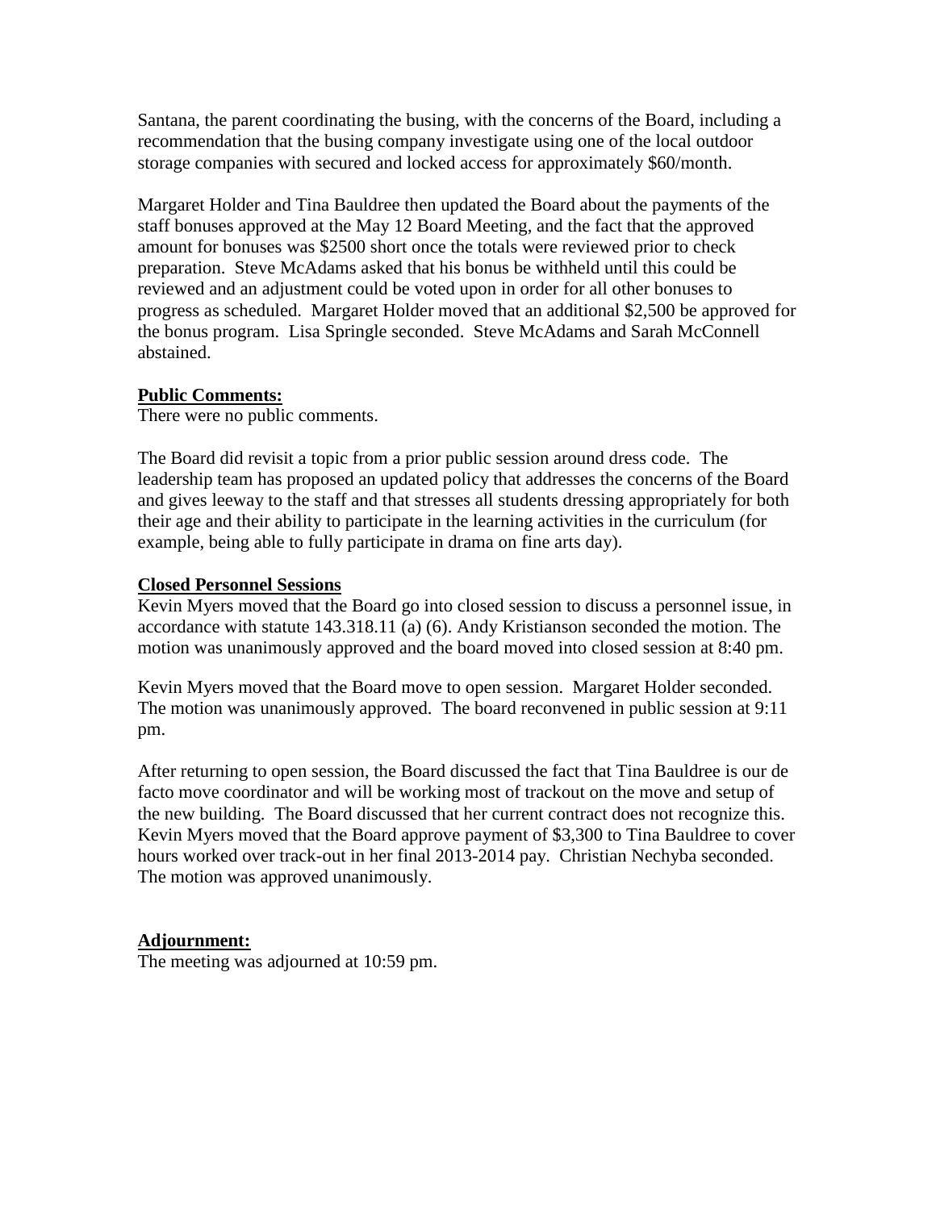Santana, the parent coordinating the busing, with the concerns of the Board, including a recommendation that the busing company investigate using one of the local outdoor storage companies with secured and locked access for approximately $60/month.

Margaret Holder and Tina Bauldree then updated the Board about the payments of the staff bonuses approved at the May 12 Board Meeting, and the fact that the approved amount for bonuses was $2500 short once the totals were reviewed prior to check preparation. Steve McAdams asked that his bonus be withheld until this could be reviewed and an adjustment could be voted upon in order for all other bonuses to progress as scheduled. Margaret Holder moved that an additional $2,500 be approved for the bonus program. Lisa Springle seconded. Steve McAdams and Sarah McConnell abstained.

**Public Comments:**

There were no public comments.

The Board did revisit a topic from a prior public session around dress code. The leadership team has proposed an updated policy that addresses the concerns of the Board and gives leeway to the staff and that stresses all students dressing appropriately for both their age and their ability to participate in the learning activities in the curriculum (for example, being able to fully participate in drama on fine arts day).

**Closed Personnel Sessions**

Kevin Myers moved that the Board go into closed session to discuss a personnel issue, in accordance with statute 143.318.11 (a) (6). Andy Kristianson seconded the motion. The motion was unanimously approved and the board moved into closed session at 8:40 pm.

Kevin Myers moved that the Board move to open session. Margaret Holder seconded. The motion was unanimously approved. The board reconvened in public session at 9:11 pm.

After returning to open session, the Board discussed the fact that Tina Bauldree is our de facto move coordinator and will be working most of trackout on the move and setup of the new building. The Board discussed that her current contract does not recognize this. Kevin Myers moved that the Board approve payment of $3,300 to Tina Bauldree to cover hours worked over track-out in her final 2013-2014 pay. Christian Nechyba seconded. The motion was approved unanimously.

**Adjournment:**

The meeting was adjourned at 10:59 pm.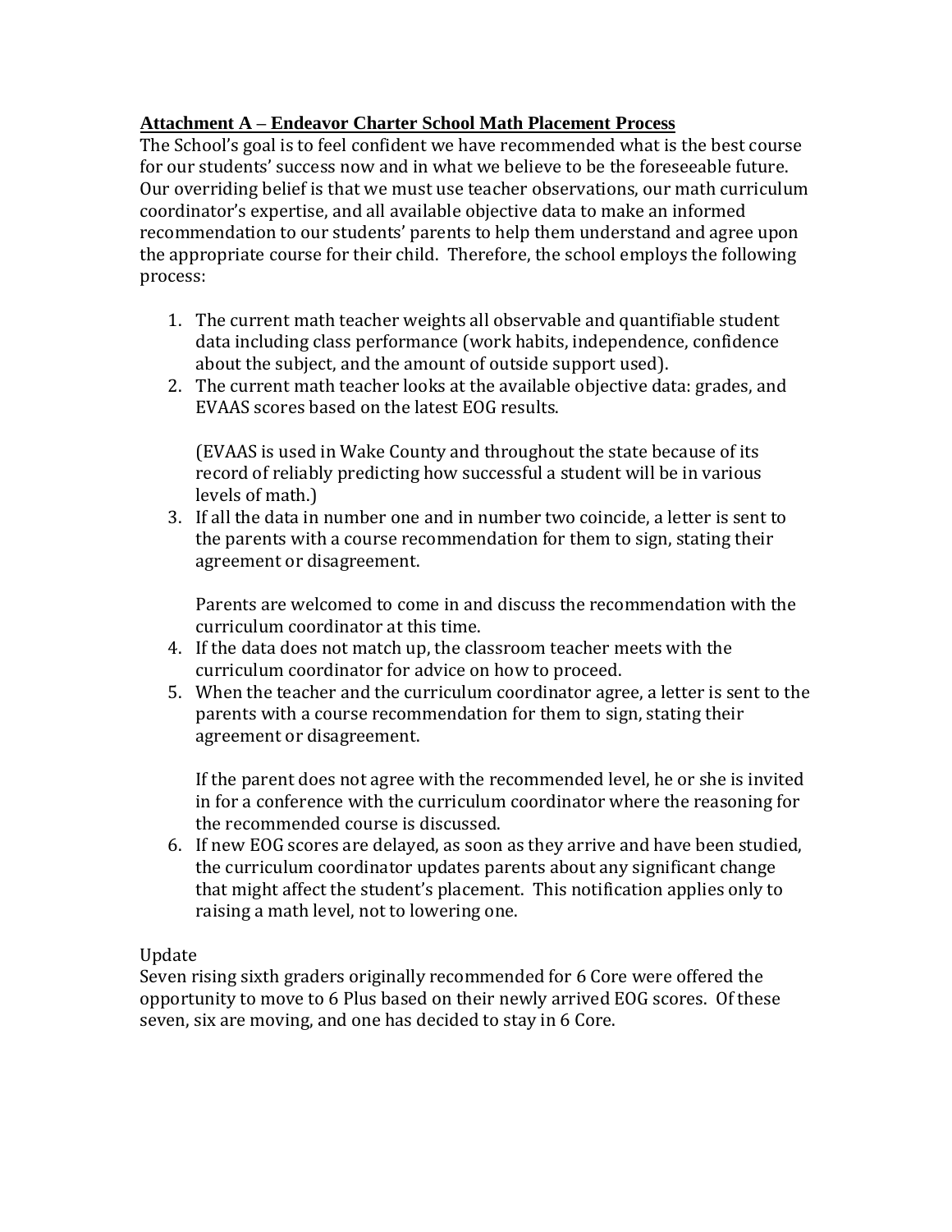**Attachment A – Endeavor Charter School Math Placement Process**

The School's goal is to feel confident we have recommended what is the best course for our students' success now and in what we believe to be the foreseeable future. Our overriding belief is that we must use teacher observations, our math curriculum coordinator's expertise, and all available objective data to make an informed recommendation to our students' parents to help them understand and agree upon the appropriate course for their child. Therefore, the school employs the following process:

1. The current math teacher weights all observable and quantifiable student data including class performance (work habits, independence, confidence about the subject, and the amount of outside support used).
2. The current math teacher looks at the available objective data: grades, and EVAAS scores based on the latest EOG results.

   (EVAAS is used in Wake County and throughout the state because of its record of reliably predicting how successful a student will be in various levels of math.)
3. If all the data in number one and in number two coincide, a letter is sent to the parents with a course recommendation for them to sign, stating their agreement or disagreement.

   Parents are welcomed to come in and discuss the recommendation with the curriculum coordinator at this time.
4. If the data does not match up, the classroom teacher meets with the curriculum coordinator for advice on how to proceed.
5. When the teacher and the curriculum coordinator agree, a letter is sent to the parents with a course recommendation for them to sign, stating their agreement or disagreement.

   If the parent does not agree with the recommended level, he or she is invited in for a conference with the curriculum coordinator where the reasoning for the recommended course is discussed.
6. If new EOG scores are delayed, as soon as they arrive and have been studied, the curriculum coordinator updates parents about any significant change that might affect the student's placement. This notification applies only to raising a math level, not to lowering one.

Update

Seven rising sixth graders originally recommended for 6 Core were offered the opportunity to move to 6 Plus based on their newly arrived EOG scores. Of these seven, six are moving, and one has decided to stay in 6 Core.